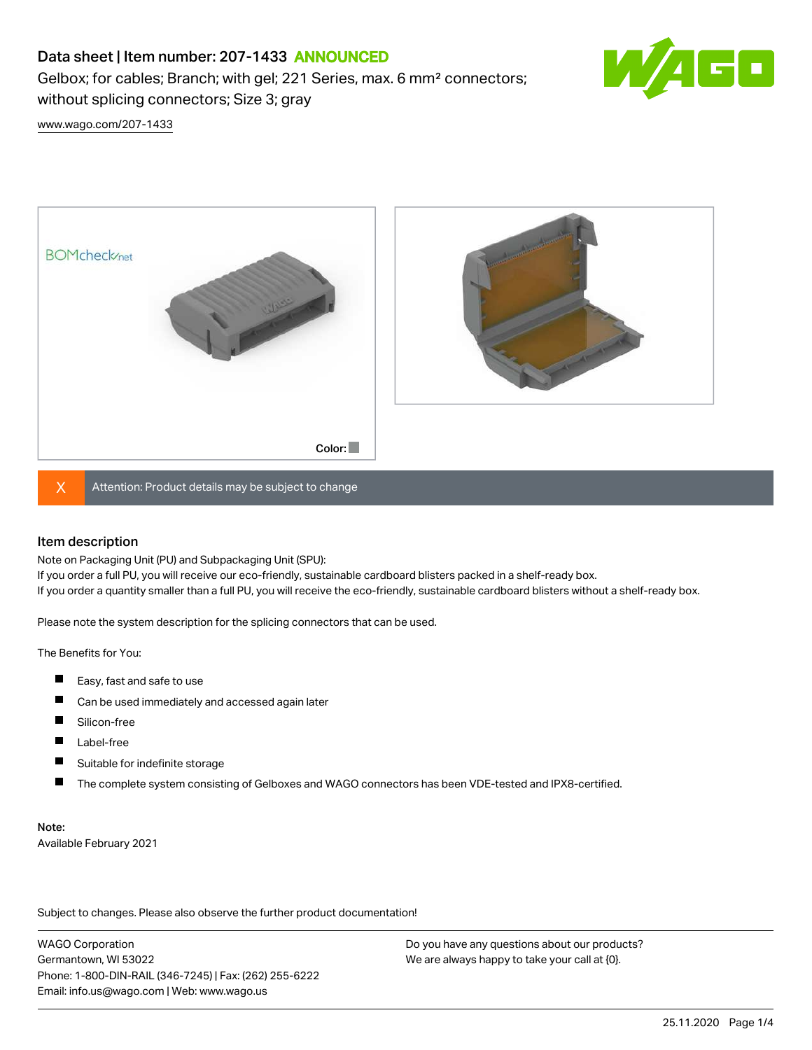# Data sheet | Item number: 207-1433 ANNOUNCED

Gelbox; for cables; Branch; with gel; 221 Series, max. 6 mm² connectors; without splicing connectors; Size 3; gray

www.wago.com/207-1433

Color:

Attention: Product details may be subject to change

## Item description

Note on Packaging Unit (PU) and Subpackaging Unit (SPU):
If you order a full PU, you will receive our eco-friendly, sustainable cardboard blisters packed in a shelf-ready box.
If you order a quantity smaller than a full PU, you will receive the eco-friendly, sustainable cardboard blisters without a shelf-ready box.

Please note the system description for the splicing connectors that can be used.

The Benefits for You:

- Easy, fast and safe to use
- Can be used immediately and accessed again later
- Silicon-free
- Label-free
- Suitable for indefinite storage
- The complete system consisting of Gelboxes and WAGO connectors has been VDE-tested and IPX8-certified.

Note:
Available February 2021

Subject to changes. Please also observe the further product documentation!

WAGO Corporation
Germantown, WI 53022
Phone: 1-800-DIN-RAIL (346-7245) | Fax: (262) 255-6222
Email: info.us@wago.com | Web: www.wago.us

Do you have any questions about our products?
We are always happy to take your call at {0}.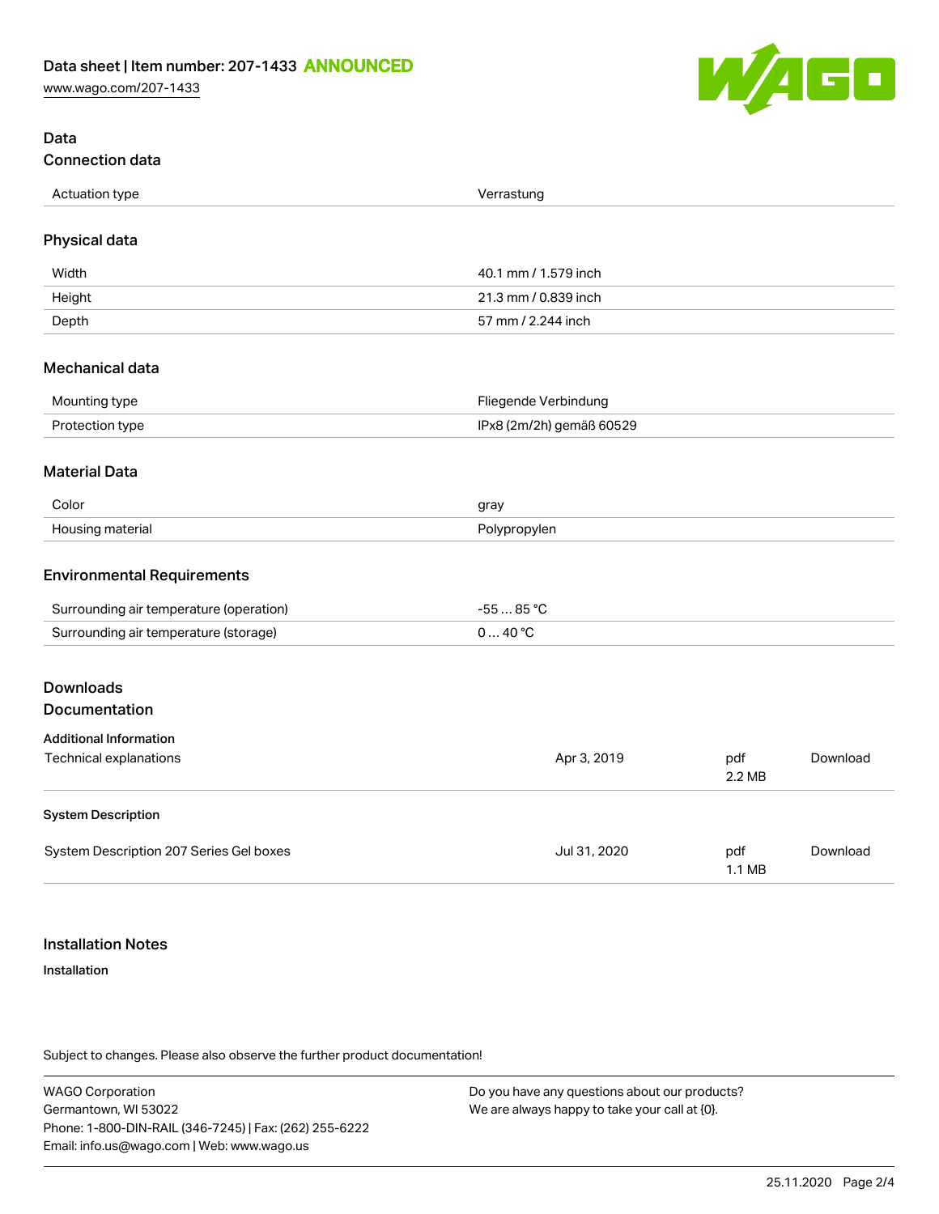## Data

### Connection data

| | |
|---|---|
| Actuation type | Verrastung |

### Physical data

| | |
|---|---|
| Width | 40.1 mm / 1.579 inch |
| Height | 21.3 mm / 0.839 inch |
| Depth | 57 mm / 2.244 inch |

### Mechanical data

| | |
|---|---|
| Mounting type | Fliegende Verbindung |
| Protection type | IPx8 (2m/2h) gemäß 60529 |

### Material Data

| | |
|---|---|
| Color | gray |
| Housing material | Polypropylen |

### Environmental Requirements

| | |
|---|---|
| Surrounding air temperature (operation) | -55 … 85 °C |
| Surrounding air temperature (storage) | 0 … 40 °C |

## Downloads

### Documentation

**Additional Information**

| | | | |
|---|---|---|---|
| Technical explanations | Apr 3, 2019 | pdf 2.2 MB | Download |

**System Description**

| | | | |
|---|---|---|---|
| System Description 207 Series Gel boxes | Jul 31, 2020 | pdf 1.1 MB | Download |

## Installation Notes

**Installation**

Subject to changes. Please also observe the further product documentation!

WAGO Corporation
Germantown, WI 53022
Phone: 1-800-DIN-RAIL (346-7245) | Fax: (262) 255-6222
Email: info.us@wago.com | Web: www.wago.us

Do you have any questions about our products?
We are always happy to take your call at {0}.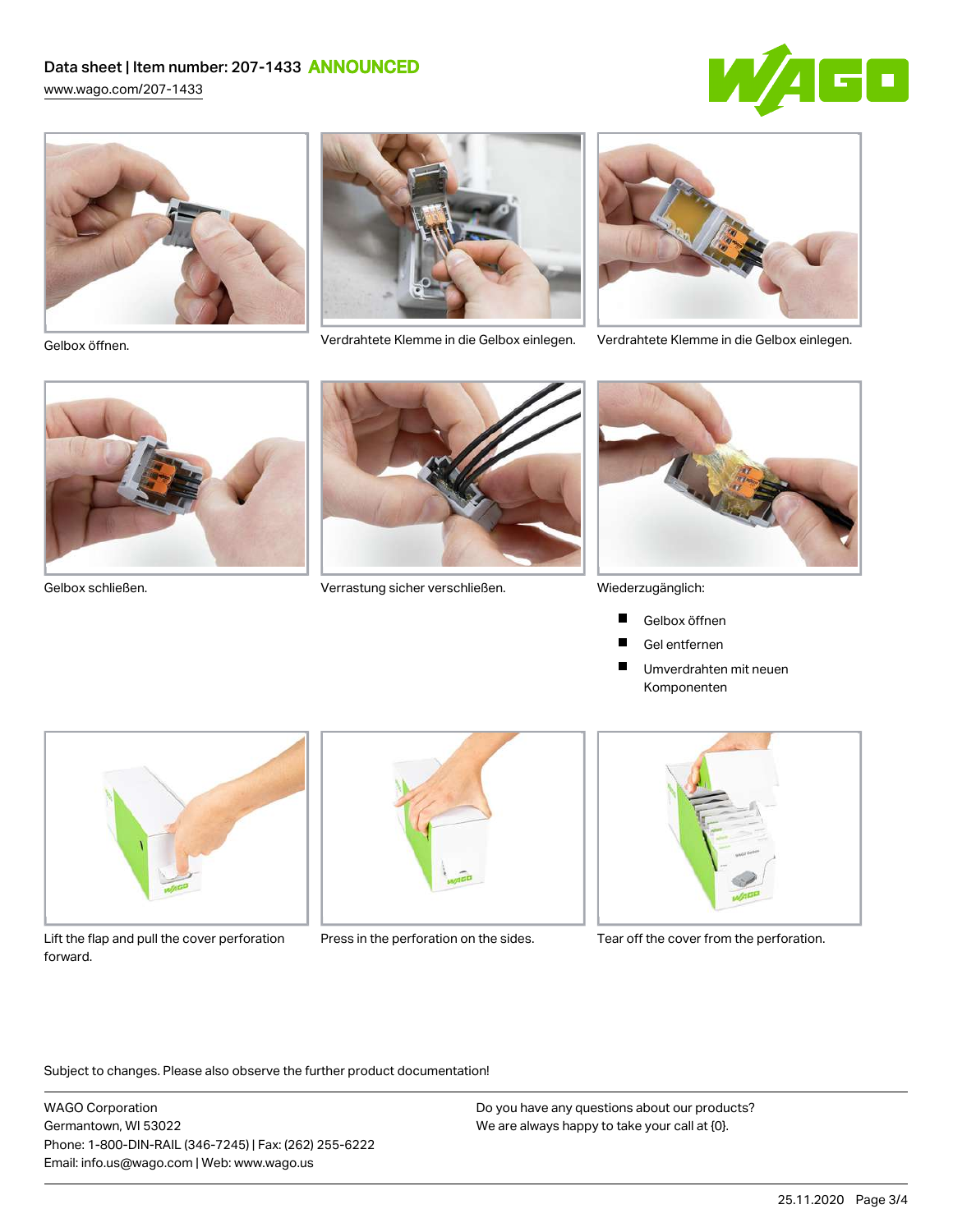Gelbox öffnen.

Verdrahtete Klemme in die Gelbox einlegen.

Verdrahtete Klemme in die Gelbox einlegen.

Gelbox schließen.

Verrastung sicher verschließen.

Wiederzugänglich:

- Gelbox öffnen
- Gel entfernen
- Umverdrahten mit neuen Komponenten

Lift the flap and pull the cover perforation forward.

Press in the perforation on the sides.

Tear off the cover from the perforation.

Subject to changes. Please also observe the further product documentation!

WAGO Corporation
Germantown, WI 53022
Phone: 1-800-DIN-RAIL (346-7245) | Fax: (262) 255-6222
Email: info.us@wago.com | Web: www.wago.us

Do you have any questions about our products?
We are always happy to take your call at {0}.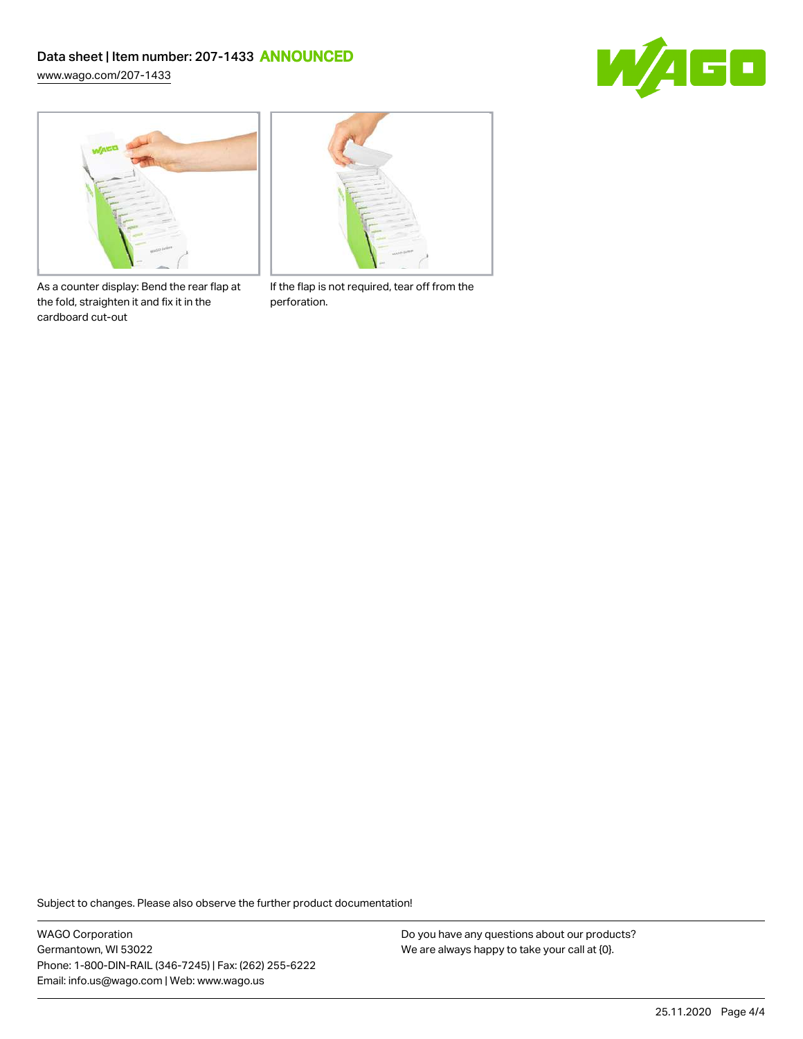As a counter display: Bend the rear flap at the fold, straighten it and fix it in the cardboard cut-out

If the flap is not required, tear off from the perforation.

Subject to changes. Please also observe the further product documentation!

WAGO Corporation
Germantown, WI 53022
Phone: 1-800-DIN-RAIL (346-7245) | Fax: (262) 255-6222
Email: info.us@wago.com | Web: www.wago.us

Do you have any questions about our products?
We are always happy to take your call at {0}.